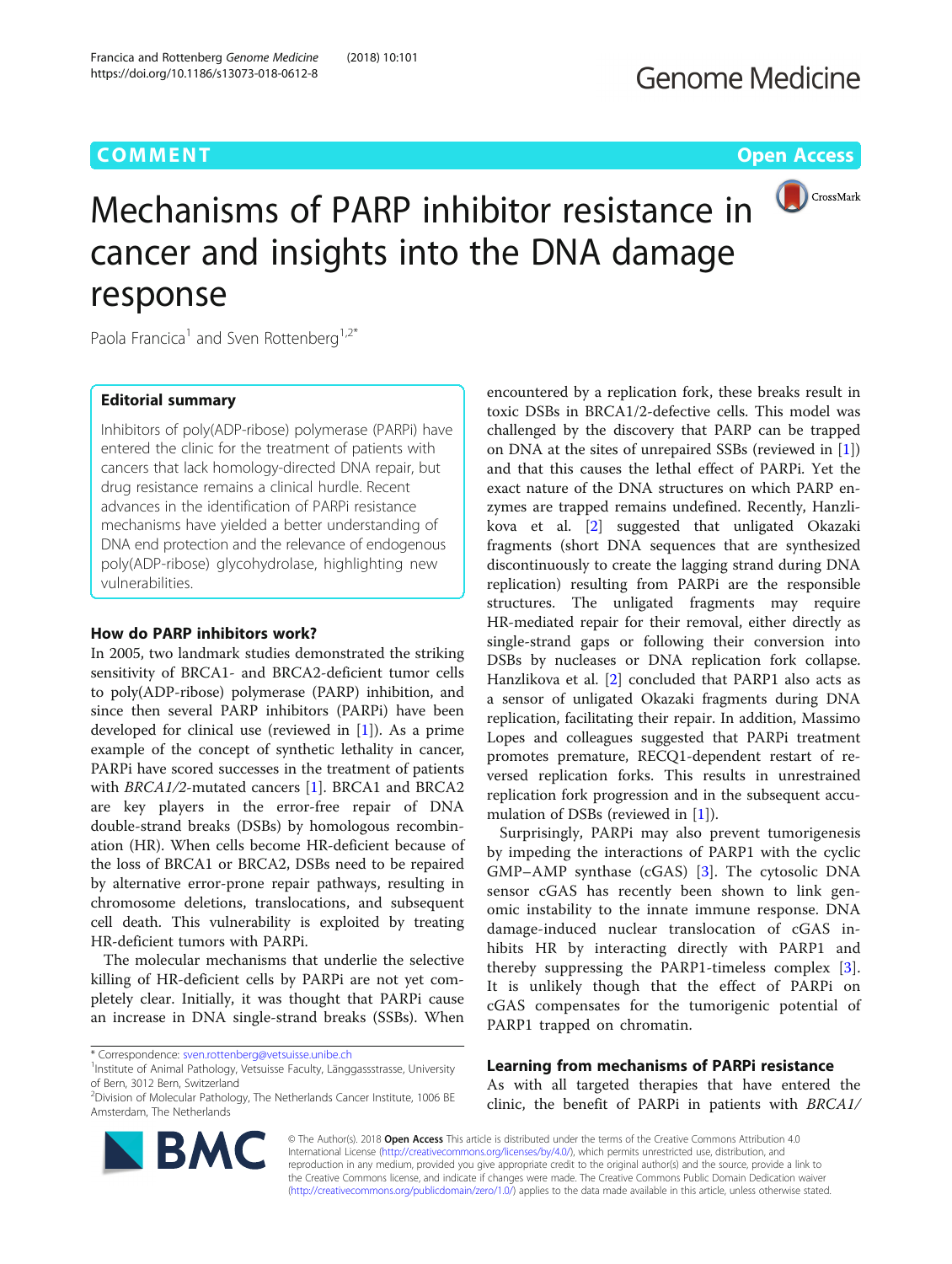# Mechanisms of PARP inhibitor resistance in cancer and insights into the DNA damage response

Paola Francica[1] and Sven Rottenberg[1,2*]

## Editorial summary

Inhibitors of poly(ADP-ribose) polymerase (PARPi) have entered the clinic for the treatment of patients with cancers that lack homology-directed DNA repair, but drug resistance remains a clinical hurdle. Recent advances in the identification of PARPi resistance mechanisms have yielded a better understanding of DNA end protection and the relevance of endogenous poly(ADP-ribose) glycohydrolase, highlighting new vulnerabilities.

## How do PARP inhibitors work?

In 2005, two landmark studies demonstrated the striking sensitivity of BRCA1- and BRCA2-deficient tumor cells to poly(ADP-ribose) polymerase (PARP) inhibition, and since then several PARP inhibitors (PARPi) have been developed for clinical use (reviewed in [1]). As a prime example of the concept of synthetic lethality in cancer, PARPi have scored successes in the treatment of patients with *BRCA1/2*-mutated cancers [1]. BRCA1 and BRCA2 are key players in the error-free repair of DNA double-strand breaks (DSBs) by homologous recombination (HR). When cells become HR-deficient because of the loss of BRCA1 or BRCA2, DSBs need to be repaired by alternative error-prone repair pathways, resulting in chromosome deletions, translocations, and subsequent cell death. This vulnerability is exploited by treating HR-deficient tumors with PARPi.

The molecular mechanisms that underlie the selective killing of HR-deficient cells by PARPi are not yet completely clear. Initially, it was thought that PARPi cause an increase in DNA single-strand breaks (SSBs). When encountered by a replication fork, these breaks result in toxic DSBs in BRCA1/2-defective cells. This model was challenged by the discovery that PARP can be trapped on DNA at the sites of unrepaired SSBs (reviewed in [1]) and that this causes the lethal effect of PARPi. Yet the exact nature of the DNA structures on which PARP enzymes are trapped remains undefined. Recently, Hanzlikova et al. [2] suggested that unligated Okazaki fragments (short DNA sequences that are synthesized discontinuously to create the lagging strand during DNA replication) resulting from PARPi are the responsible structures. The unligated fragments may require HR-mediated repair for their removal, either directly as single-strand gaps or following their conversion into DSBs by nucleases or DNA replication fork collapse. Hanzlikova et al. [2] concluded that PARP1 also acts as a sensor of unligated Okazaki fragments during DNA replication, facilitating their repair. In addition, Massimo Lopes and colleagues suggested that PARPi treatment promotes premature, RECQ1-dependent restart of reversed replication forks. This results in unrestrained replication fork progression and in the subsequent accumulation of DSBs (reviewed in [1]).

Surprisingly, PARPi may also prevent tumorigenesis by impeding the interactions of PARP1 with the cyclic GMP–AMP synthase (cGAS) [3]. The cytosolic DNA sensor cGAS has recently been shown to link genomic instability to the innate immune response. DNA damage-induced nuclear translocation of cGAS inhibits HR by interacting directly with PARP1 and thereby suppressing the PARP1-timeless complex [3]. It is unlikely though that the effect of PARPi on cGAS compensates for the tumorigenic potential of PARP1 trapped on chromatin.

## Learning from mechanisms of PARPi resistance

As with all targeted therapies that have entered the clinic, the benefit of PARPi in patients with *BRCA1/*

\* Correspondence: sven.rottenberg@vetsuisse.unibe.ch
[1] Institute of Animal Pathology, Vetsuisse Faculty, Länggassstrasse, University of Bern, 3012 Bern, Switzerland
[2] Division of Molecular Pathology, The Netherlands Cancer Institute, 1006 BE Amsterdam, The Netherlands

© The Author(s). 2018 **Open Access** This article is distributed under the terms of the Creative Commons Attribution 4.0 International License (http://creativecommons.org/licenses/by/4.0/), which permits unrestricted use, distribution, and reproduction in any medium, provided you give appropriate credit to the original author(s) and the source, provide a link to the Creative Commons license, and indicate if changes were made. The Creative Commons Public Domain Dedication waiver (http://creativecommons.org/publicdomain/zero/1.0/) applies to the data made available in this article, unless otherwise stated.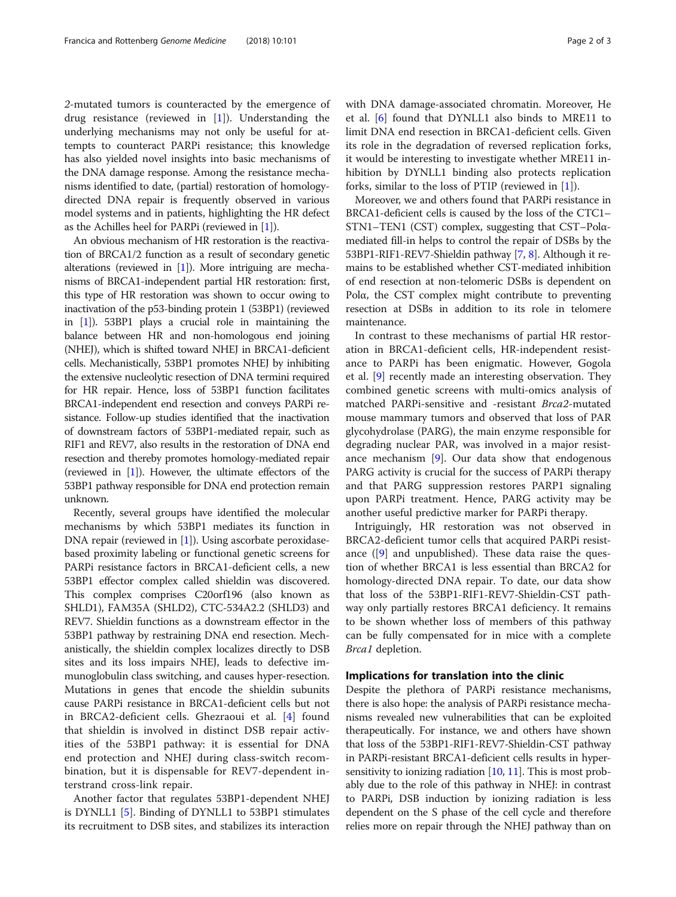*2*-mutated tumors is counteracted by the emergence of drug resistance (reviewed in [1]). Understanding the underlying mechanisms may not only be useful for attempts to counteract PARPi resistance; this knowledge has also yielded novel insights into basic mechanisms of the DNA damage response. Among the resistance mechanisms identified to date, (partial) restoration of homology-directed DNA repair is frequently observed in various model systems and in patients, highlighting the HR defect as the Achilles heel for PARPi (reviewed in [1]).

An obvious mechanism of HR restoration is the reactivation of BRCA1/2 function as a result of secondary genetic alterations (reviewed in [1]). More intriguing are mechanisms of BRCA1-independent partial HR restoration: first, this type of HR restoration was shown to occur owing to inactivation of the p53-binding protein 1 (53BP1) (reviewed in [1]). 53BP1 plays a crucial role in maintaining the balance between HR and non-homologous end joining (NHEJ), which is shifted toward NHEJ in BRCA1-deficient cells. Mechanistically, 53BP1 promotes NHEJ by inhibiting the extensive nucleolytic resection of DNA termini required for HR repair. Hence, loss of 53BP1 function facilitates BRCA1-independent end resection and conveys PARPi resistance. Follow-up studies identified that the inactivation of downstream factors of 53BP1-mediated repair, such as RIF1 and REV7, also results in the restoration of DNA end resection and thereby promotes homology-mediated repair (reviewed in [1]). However, the ultimate effectors of the 53BP1 pathway responsible for DNA end protection remain unknown.

Recently, several groups have identified the molecular mechanisms by which 53BP1 mediates its function in DNA repair (reviewed in [1]). Using ascorbate peroxidase-based proximity labeling or functional genetic screens for PARPi resistance factors in BRCA1-deficient cells, a new 53BP1 effector complex called shieldin was discovered. This complex comprises C20orf196 (also known as SHLD1), FAM35A (SHLD2), CTC-534A2.2 (SHLD3) and REV7. Shieldin functions as a downstream effector in the 53BP1 pathway by restraining DNA end resection. Mechanistically, the shieldin complex localizes directly to DSB sites and its loss impairs NHEJ, leads to defective immunoglobulin class switching, and causes hyper-resection. Mutations in genes that encode the shieldin subunits cause PARPi resistance in BRCA1-deficient cells but not in BRCA2-deficient cells. Ghezraoui et al. [4] found that shieldin is involved in distinct DSB repair activities of the 53BP1 pathway: it is essential for DNA end protection and NHEJ during class-switch recombination, but it is dispensable for REV7-dependent interstrand cross-link repair.

Another factor that regulates 53BP1-dependent NHEJ is DYNLL1 [5]. Binding of DYNLL1 to 53BP1 stimulates its recruitment to DSB sites, and stabilizes its interaction with DNA damage-associated chromatin. Moreover, He et al. [6] found that DYNLL1 also binds to MRE11 to limit DNA end resection in BRCA1-deficient cells. Given its role in the degradation of reversed replication forks, it would be interesting to investigate whether MRE11 inhibition by DYNLL1 binding also protects replication forks, similar to the loss of PTIP (reviewed in [1]).

Moreover, we and others found that PARPi resistance in BRCA1-deficient cells is caused by the loss of the CTC1–STN1–TEN1 (CST) complex, suggesting that CST–Polα-mediated fill-in helps to control the repair of DSBs by the 53BP1-RIF1-REV7-Shieldin pathway [7, 8]. Although it remains to be established whether CST-mediated inhibition of end resection at non-telomeric DSBs is dependent on Polα, the CST complex might contribute to preventing resection at DSBs in addition to its role in telomere maintenance.

In contrast to these mechanisms of partial HR restoration in BRCA1-deficient cells, HR-independent resistance to PARPi has been enigmatic. However, Gogola et al. [9] recently made an interesting observation. They combined genetic screens with multi-omics analysis of matched PARPi-sensitive and -resistant *Brca2*-mutated mouse mammary tumors and observed that loss of PAR glycohydrolase (PARG), the main enzyme responsible for degrading nuclear PAR, was involved in a major resistance mechanism [9]. Our data show that endogenous PARG activity is crucial for the success of PARPi therapy and that PARG suppression restores PARP1 signaling upon PARPi treatment. Hence, PARG activity may be another useful predictive marker for PARPi therapy.

Intriguingly, HR restoration was not observed in BRCA2-deficient tumor cells that acquired PARPi resistance ([9] and unpublished). These data raise the question of whether BRCA1 is less essential than BRCA2 for homology-directed DNA repair. To date, our data show that loss of the 53BP1-RIF1-REV7-Shieldin-CST pathway only partially restores BRCA1 deficiency. It remains to be shown whether loss of members of this pathway can be fully compensated for in mice with a complete *Brca1* depletion.

## Implications for translation into the clinic

Despite the plethora of PARPi resistance mechanisms, there is also hope: the analysis of PARPi resistance mechanisms revealed new vulnerabilities that can be exploited therapeutically. For instance, we and others have shown that loss of the 53BP1-RIF1-REV7-Shieldin-CST pathway in PARPi-resistant BRCA1-deficient cells results in hypersensitivity to ionizing radiation [10, 11]. This is most probably due to the role of this pathway in NHEJ: in contrast to PARPi, DSB induction by ionizing radiation is less dependent on the S phase of the cell cycle and therefore relies more on repair through the NHEJ pathway than on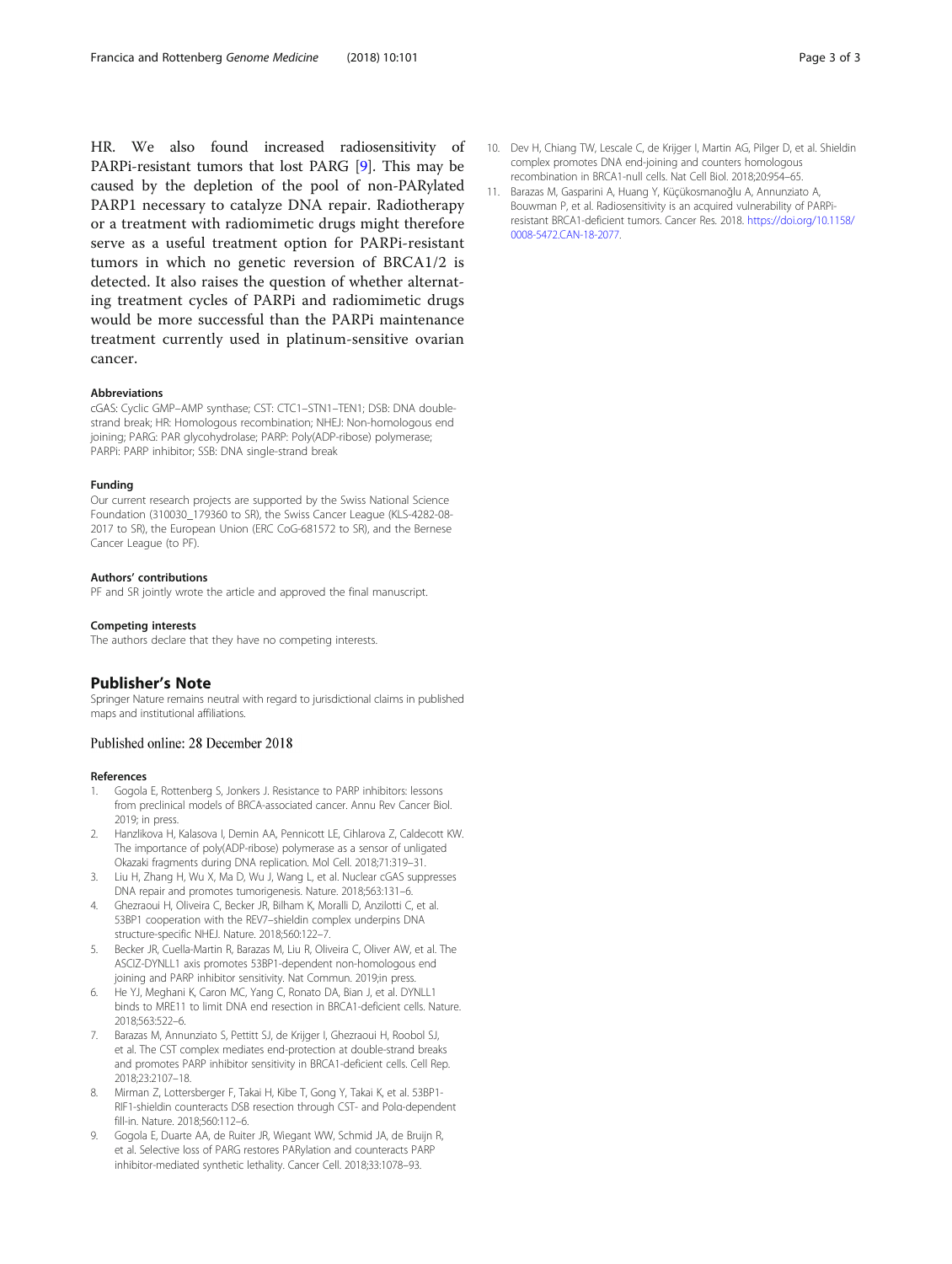HR. We also found increased radiosensitivity of PARPi-resistant tumors that lost PARG [9]. This may be caused by the depletion of the pool of non-PARylated PARP1 necessary to catalyze DNA repair. Radiotherapy or a treatment with radiomimetic drugs might therefore serve as a useful treatment option for PARPi-resistant tumors in which no genetic reversion of BRCA1/2 is detected. It also raises the question of whether alternating treatment cycles of PARPi and radiomimetic drugs would be more successful than the PARPi maintenance treatment currently used in platinum-sensitive ovarian cancer.

#### Abbreviations
cGAS: Cyclic GMP–AMP synthase; CST: CTC1–STN1–TEN1; DSB: DNA double-strand break; HR: Homologous recombination; NHEJ: Non-homologous end joining; PARG: PAR glycohydrolase; PARP: Poly(ADP-ribose) polymerase; PARPi: PARP inhibitor; SSB: DNA single-strand break

#### Funding
Our current research projects are supported by the Swiss National Science Foundation (310030_179360 to SR), the Swiss Cancer League (KLS-4282-08-2017 to SR), the European Union (ERC CoG-681572 to SR), and the Bernese Cancer League (to PF).

#### Authors' contributions
PF and SR jointly wrote the article and approved the final manuscript.

#### Competing interests
The authors declare that they have no competing interests.

## Publisher's Note
Springer Nature remains neutral with regard to jurisdictional claims in published maps and institutional affiliations.

Published online: 28 December 2018

#### References
1. Gogola E, Rottenberg S, Jonkers J. Resistance to PARP inhibitors: lessons from preclinical models of BRCA-associated cancer. Annu Rev Cancer Biol. 2019; in press.
2. Hanzlikova H, Kalasova I, Demin AA, Pennicott LE, Cihlarova Z, Caldecott KW. The importance of poly(ADP-ribose) polymerase as a sensor of unligated Okazaki fragments during DNA replication. Mol Cell. 2018;71:319–31.
3. Liu H, Zhang H, Wu X, Ma D, Wu J, Wang L, et al. Nuclear cGAS suppresses DNA repair and promotes tumorigenesis. Nature. 2018;563:131–6.
4. Ghezraoui H, Oliveira C, Becker JR, Bilham K, Moralli D, Anzilotti C, et al. 53BP1 cooperation with the REV7–shieldin complex underpins DNA structure-specific NHEJ. Nature. 2018;560:122–7.
5. Becker JR, Cuella-Martin R, Barazas M, Liu R, Oliveira C, Oliver AW, et al. The ASCIZ-DYNLL1 axis promotes 53BP1-dependent non-homologous end joining and PARP inhibitor sensitivity. Nat Commun. 2019;in press.
6. He YJ, Meghani K, Caron MC, Yang C, Ronato DA, Bian J, et al. DYNLL1 binds to MRE11 to limit DNA end resection in BRCA1-deficient cells. Nature. 2018;563:522–6.
7. Barazas M, Annunziato S, Pettitt SJ, de Krijger I, Ghezraoui H, Roobol SJ, et al. The CST complex mediates end-protection at double-strand breaks and promotes PARP inhibitor sensitivity in BRCA1-deficient cells. Cell Rep. 2018;23:2107–18.
8. Mirman Z, Lottersberger F, Takai H, Kibe T, Gong Y, Takai K, et al. 53BP1-RIF1-shieldin counteracts DSB resection through CST- and Polα-dependent fill-in. Nature. 2018;560:112–6.
9. Gogola E, Duarte AA, de Ruiter JR, Wiegant WW, Schmid JA, de Bruijn R, et al. Selective loss of PARG restores PARylation and counteracts PARP inhibitor-mediated synthetic lethality. Cancer Cell. 2018;33:1078–93.
10. Dev H, Chiang TW, Lescale C, de Krijger I, Martin AG, Pilger D, et al. Shieldin complex promotes DNA end-joining and counters homologous recombination in BRCA1-null cells. Nat Cell Biol. 2018;20:954–65.
11. Barazas M, Gasparini A, Huang Y, Küçükosmanoğlu A, Annunziato A, Bouwman P, et al. Radiosensitivity is an acquired vulnerability of PARPi-resistant BRCA1-deficient tumors. Cancer Res. 2018. https://doi.org/10.1158/0008-5472.CAN-18-2077.